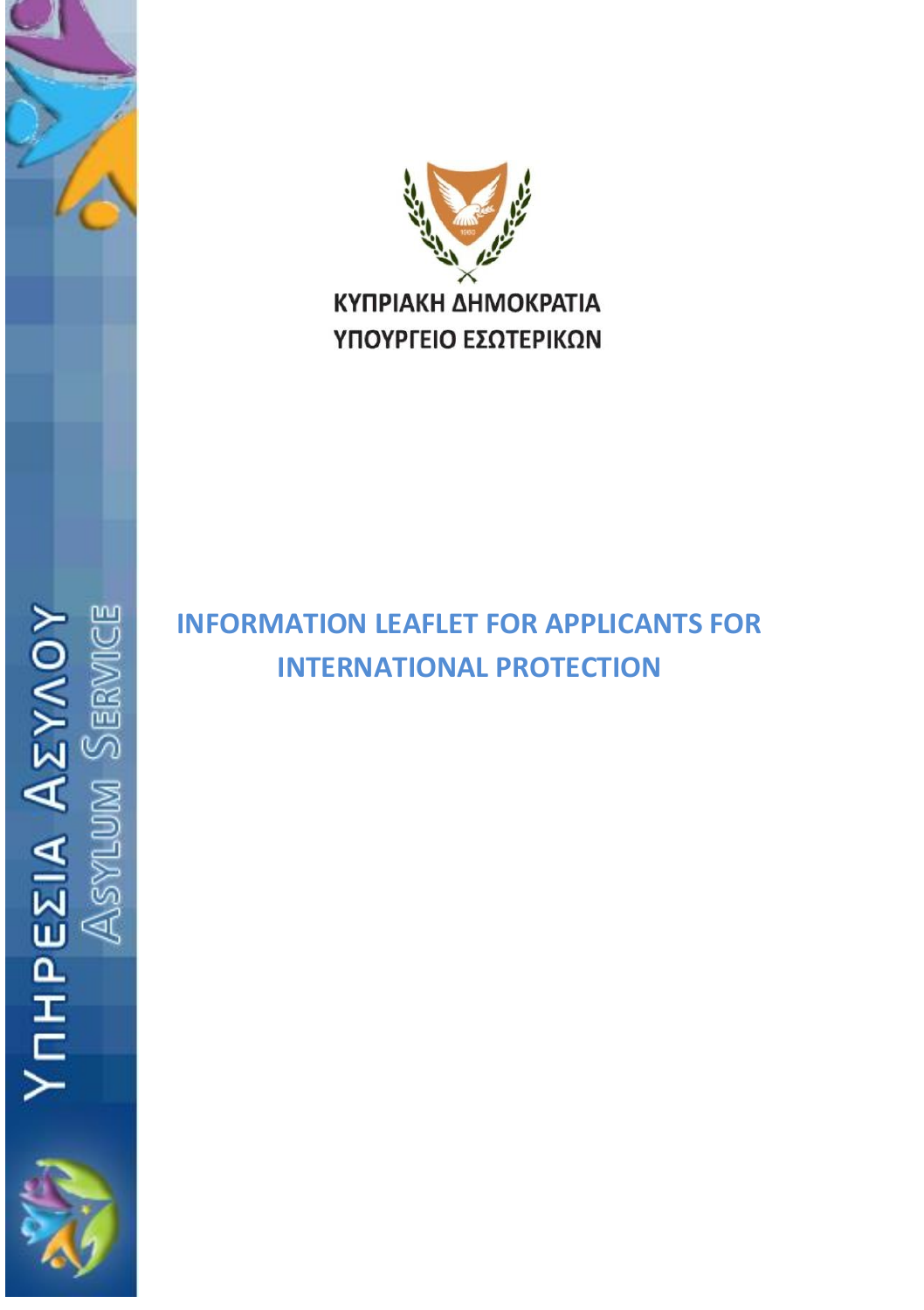ΚΥΠΡΙΑΚΗ ΔΗΜΟΚΡΑΤΙΑ
ΥΠΟΥΡΓΕΙΟ ΕΣΩΤΕΡΙΚΩΝ

ΥΠΗΡΕΣΙΑ ΑΣΥΛΟΥ
ASYLUM SERVICE

# INFORMATION LEAFLET FOR APPLICANTS FOR INTERNATIONAL PROTECTION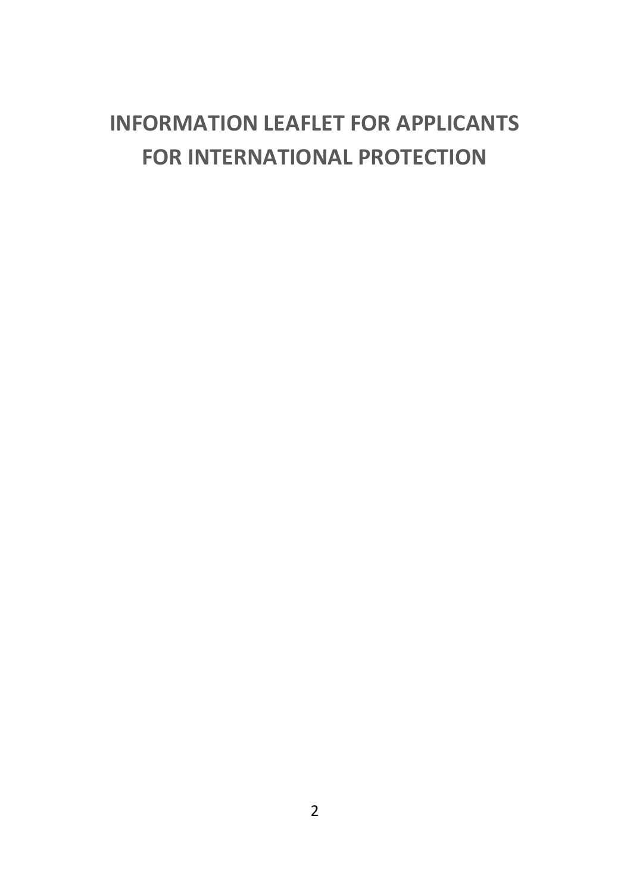# INFORMATION LEAFLET FOR APPLICANTS FOR INTERNATIONAL PROTECTION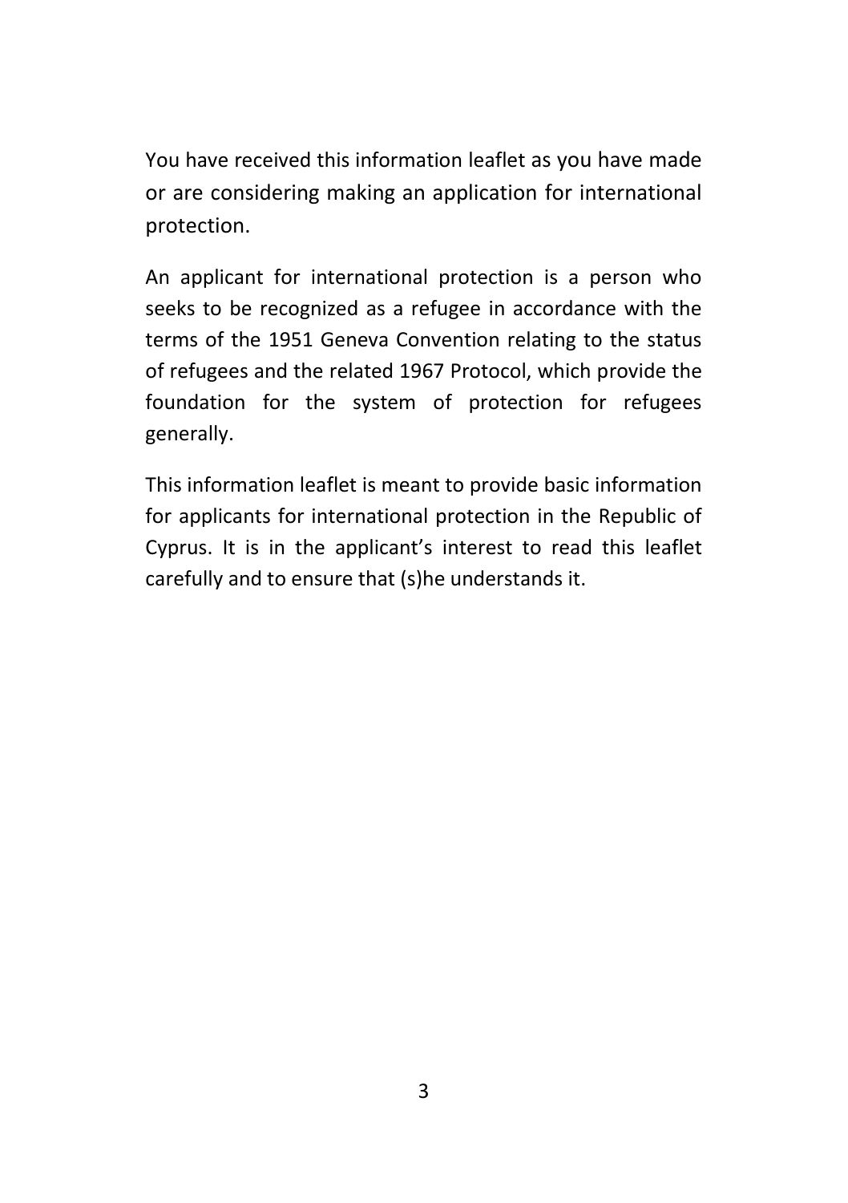You have received this information leaflet as you have made or are considering making an application for international protection.

An applicant for international protection is a person who seeks to be recognized as a refugee in accordance with the terms of the 1951 Geneva Convention relating to the status of refugees and the related 1967 Protocol, which provide the foundation for the system of protection for refugees generally.

This information leaflet is meant to provide basic information for applicants for international protection in the Republic of Cyprus. It is in the applicant's interest to read this leaflet carefully and to ensure that (s)he understands it.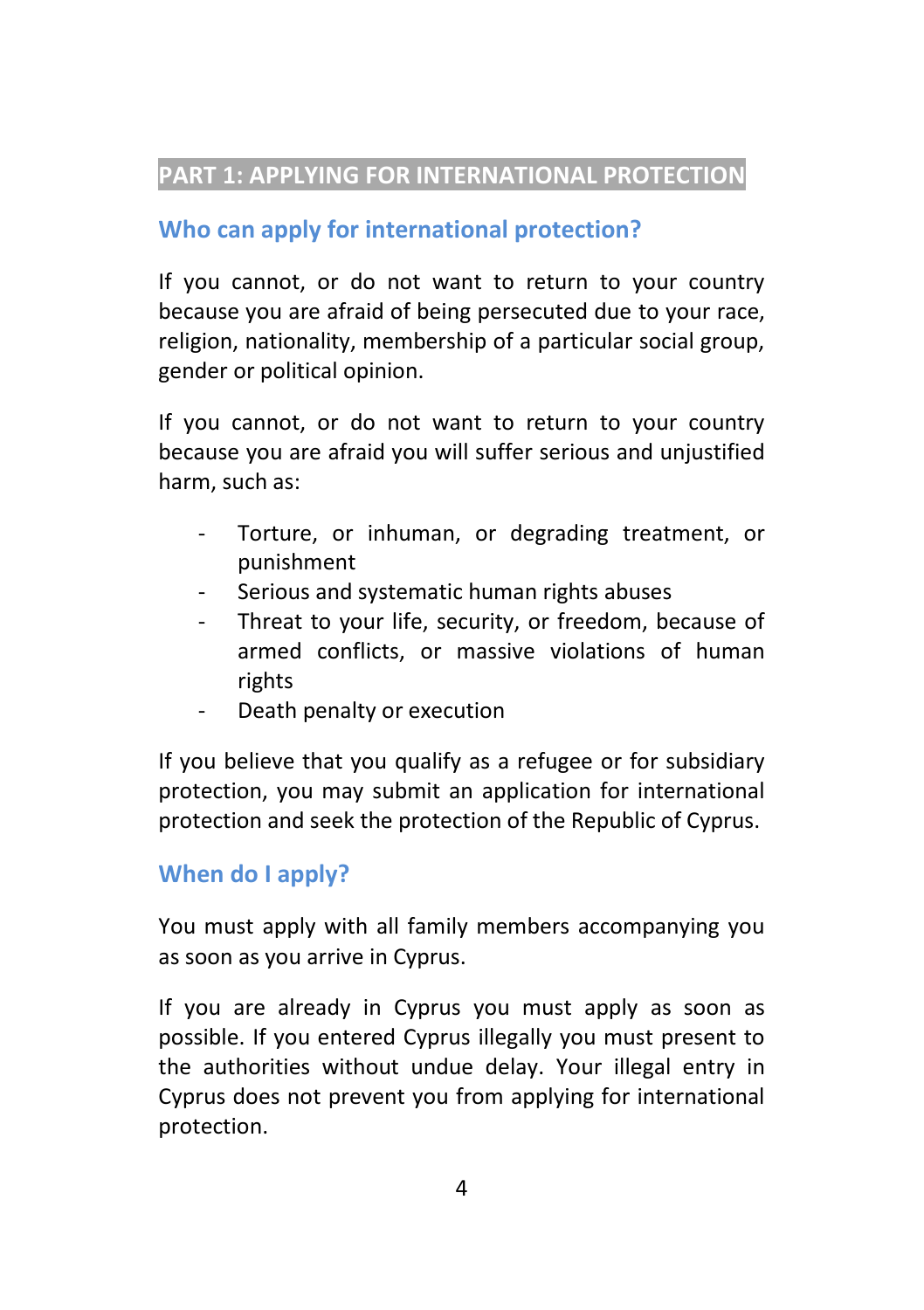## PART 1: APPLYING FOR INTERNATIONAL PROTECTION

### Who can apply for international protection?

If you cannot, or do not want to return to your country because you are afraid of being persecuted due to your race, religion, nationality, membership of a particular social group, gender or political opinion.

If you cannot, or do not want to return to your country because you are afraid you will suffer serious and unjustified harm, such as:

- Torture, or inhuman, or degrading treatment, or punishment
- Serious and systematic human rights abuses
- Threat to your life, security, or freedom, because of armed conflicts, or massive violations of human rights
- Death penalty or execution

If you believe that you qualify as a refugee or for subsidiary protection, you may submit an application for international protection and seek the protection of the Republic of Cyprus.

### When do I apply?

You must apply with all family members accompanying you as soon as you arrive in Cyprus.

If you are already in Cyprus you must apply as soon as possible. If you entered Cyprus illegally you must present to the authorities without undue delay. Your illegal entry in Cyprus does not prevent you from applying for international protection.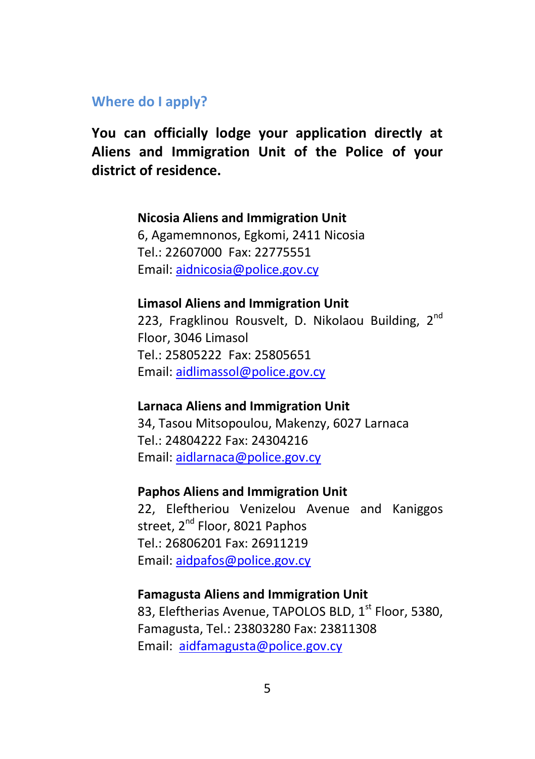## Where do I apply?

**You can officially lodge your application directly at Aliens and Immigration Unit of the Police of your district of residence.**

**Nicosia Aliens and Immigration Unit**
6, Agamemnonos, Egkomi, 2411 Nicosia
Tel.: 22607000 Fax: 22775551
Email: aidnicosia@police.gov.cy

**Limasol Aliens and Immigration Unit**
223, Fragklinou Rousvelt, D. Nikolaou Building, 2nd Floor, 3046 Limasol
Tel.: 25805222 Fax: 25805651
Email: aidlimassol@police.gov.cy

**Larnaca Aliens and Immigration Unit**
34, Tasou Mitsopoulou, Makenzy, 6027 Larnaca
Tel.: 24804222 Fax: 24304216
Email: aidlarnaca@police.gov.cy

**Paphos Aliens and Immigration Unit**
22, Eleftheriou Venizelou Avenue and Kaniggos street, 2nd Floor, 8021 Paphos
Tel.: 26806201 Fax: 26911219
Email: aidpafos@police.gov.cy

**Famagusta Aliens and Immigration Unit**
83, Eleftherias Avenue, TAPOLOS BLD, 1st Floor, 5380, Famagusta, Tel.: 23803280 Fax: 23811308
Email: aidfamagusta@police.gov.cy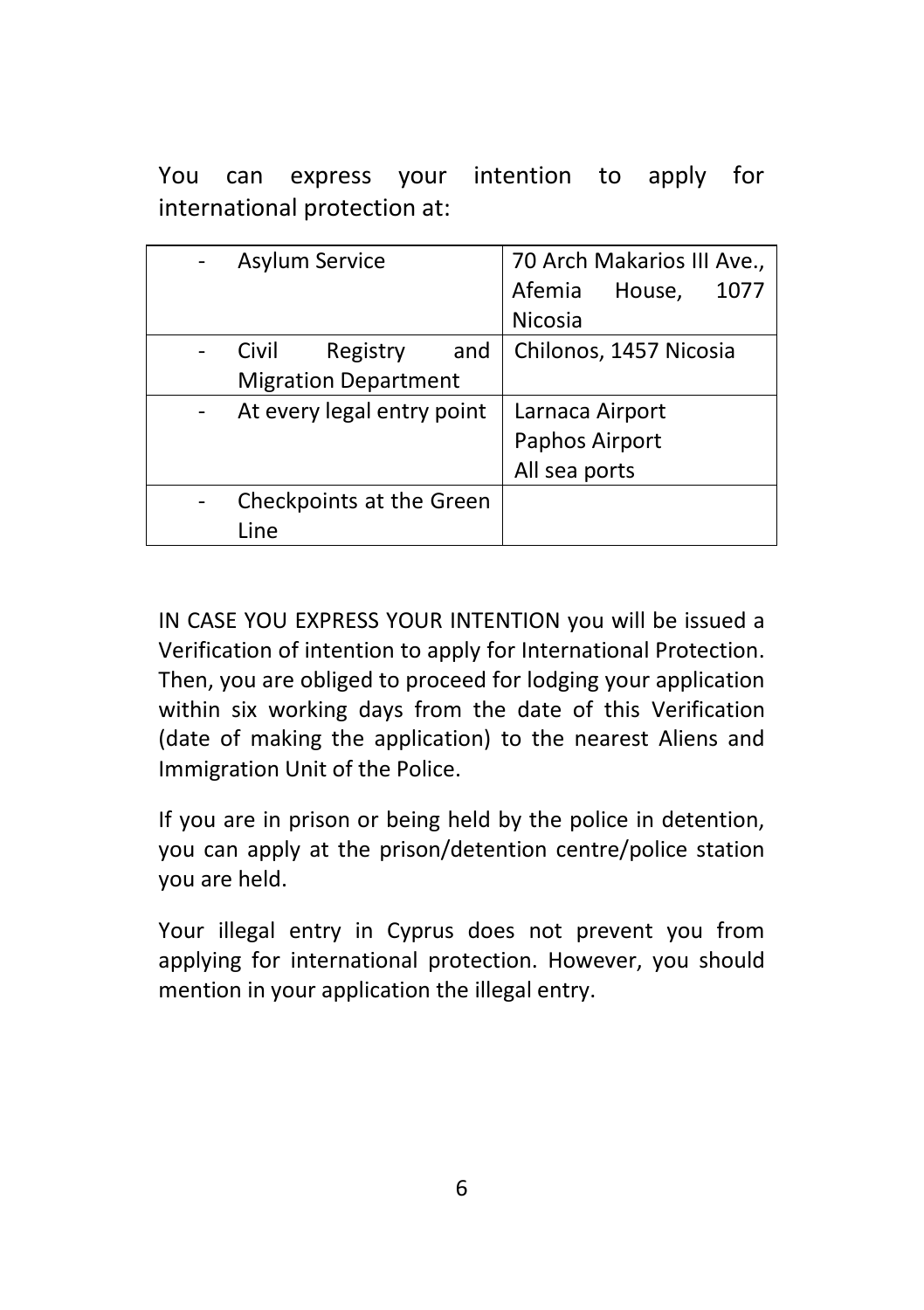You can express your intention to apply for international protection at:

| | |
|---|---|
| - Asylum Service | 70 Arch Makarios III Ave., Afemia House, 1077 Nicosia |
| - Civil Registry and Migration Department | Chilonos, 1457 Nicosia |
| - At every legal entry point | Larnaca Airport<br>Paphos Airport<br>All sea ports |
| - Checkpoints at the Green Line | |

IN CASE YOU EXPRESS YOUR INTENTION you will be issued a Verification of intention to apply for International Protection. Then, you are obliged to proceed for lodging your application within six working days from the date of this Verification (date of making the application) to the nearest Aliens and Immigration Unit of the Police.

If you are in prison or being held by the police in detention, you can apply at the prison/detention centre/police station you are held.

Your illegal entry in Cyprus does not prevent you from applying for international protection. However, you should mention in your application the illegal entry.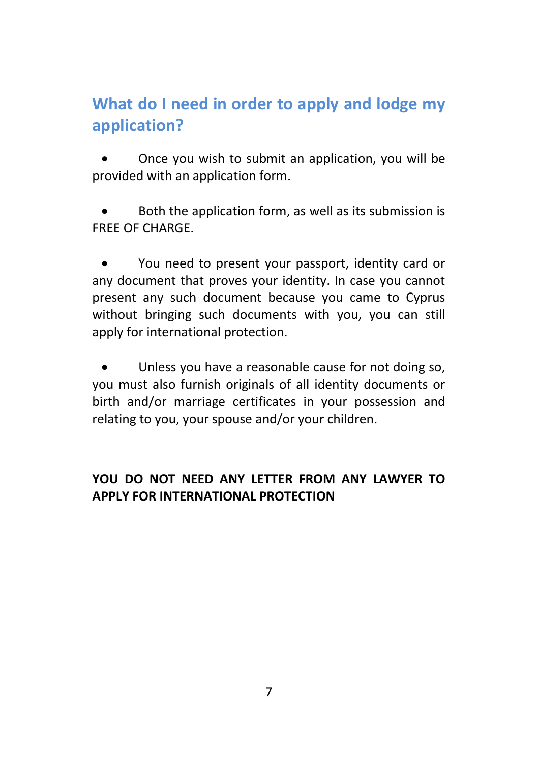## What do I need in order to apply and lodge my application?

- Once you wish to submit an application, you will be provided with an application form.

- Both the application form, as well as its submission is FREE OF CHARGE.

- You need to present your passport, identity card or any document that proves your identity. In case you cannot present any such document because you came to Cyprus without bringing such documents with you, you can still apply for international protection.

- Unless you have a reasonable cause for not doing so, you must also furnish originals of all identity documents or birth and/or marriage certificates in your possession and relating to you, your spouse and/or your children.

**YOU DO NOT NEED ANY LETTER FROM ANY LAWYER TO APPLY FOR INTERNATIONAL PROTECTION**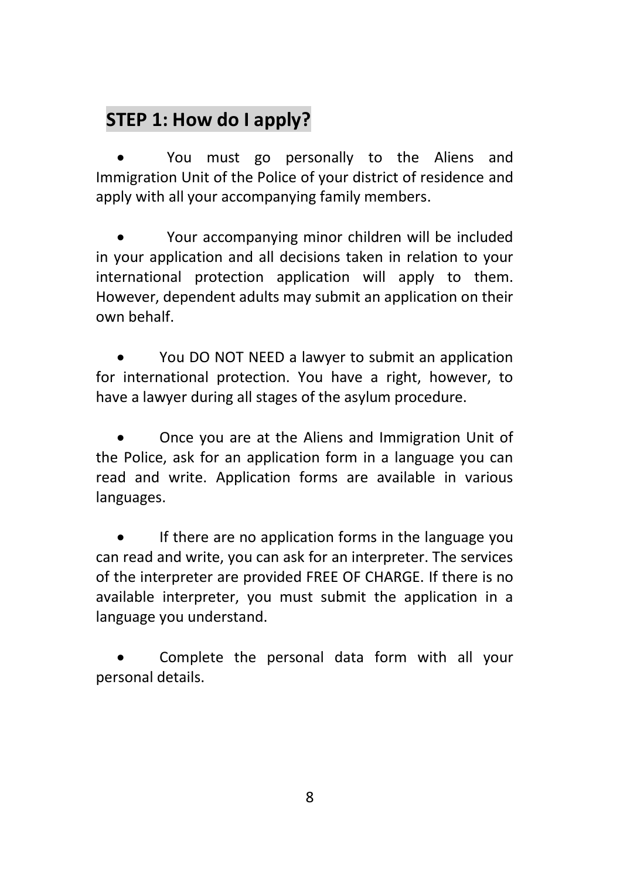## STEP 1: How do I apply?

- You must go personally to the Aliens and Immigration Unit of the Police of your district of residence and apply with all your accompanying family members.

- Your accompanying minor children will be included in your application and all decisions taken in relation to your international protection application will apply to them. However, dependent adults may submit an application on their own behalf.

- You DO NOT NEED a lawyer to submit an application for international protection. You have a right, however, to have a lawyer during all stages of the asylum procedure.

- Once you are at the Aliens and Immigration Unit of the Police, ask for an application form in a language you can read and write. Application forms are available in various languages.

- If there are no application forms in the language you can read and write, you can ask for an interpreter. The services of the interpreter are provided FREE OF CHARGE. If there is no available interpreter, you must submit the application in a language you understand.

- Complete the personal data form with all your personal details.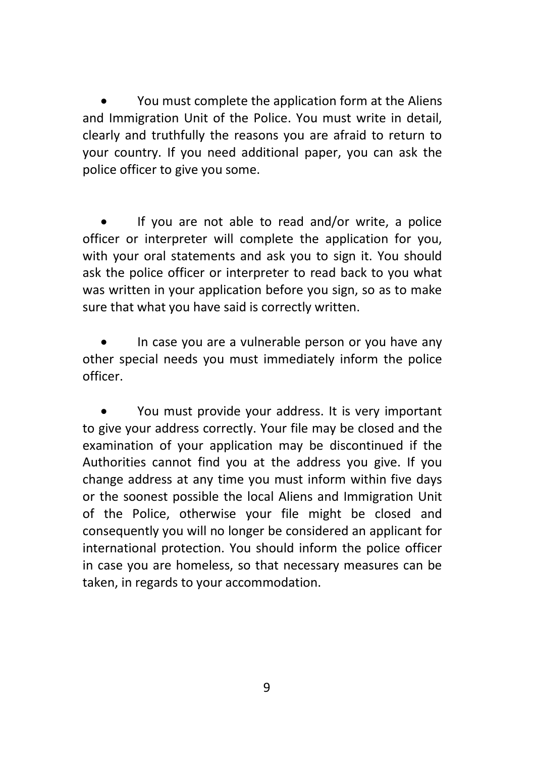- You must complete the application form at the Aliens and Immigration Unit of the Police. You must write in detail, clearly and truthfully the reasons you are afraid to return to your country. If you need additional paper, you can ask the police officer to give you some.

- If you are not able to read and/or write, a police officer or interpreter will complete the application for you, with your oral statements and ask you to sign it. You should ask the police officer or interpreter to read back to you what was written in your application before you sign, so as to make sure that what you have said is correctly written.

- In case you are a vulnerable person or you have any other special needs you must immediately inform the police officer.

- You must provide your address. It is very important to give your address correctly. Your file may be closed and the examination of your application may be discontinued if the Authorities cannot find you at the address you give. If you change address at any time you must inform within five days or the soonest possible the local Aliens and Immigration Unit of the Police, otherwise your file might be closed and consequently you will no longer be considered an applicant for international protection. You should inform the police officer in case you are homeless, so that necessary measures can be taken, in regards to your accommodation.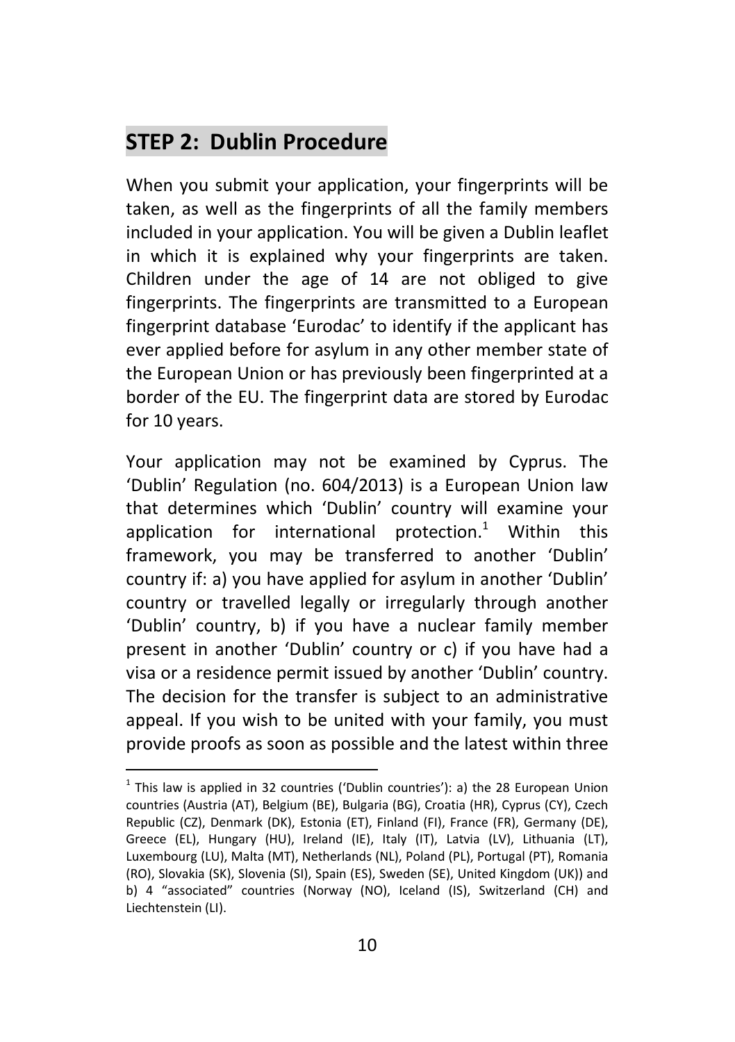## STEP 2: Dublin Procedure

When you submit your application, your fingerprints will be taken, as well as the fingerprints of all the family members included in your application. You will be given a Dublin leaflet in which it is explained why your fingerprints are taken. Children under the age of 14 are not obliged to give fingerprints. The fingerprints are transmitted to a European fingerprint database 'Eurodac' to identify if the applicant has ever applied before for asylum in any other member state of the European Union or has previously been fingerprinted at a border of the EU. The fingerprint data are stored by Eurodac for 10 years.

Your application may not be examined by Cyprus. The 'Dublin' Regulation (no. 604/2013) is a European Union law that determines which 'Dublin' country will examine your application for international protection.[1] Within this framework, you may be transferred to another 'Dublin' country if: a) you have applied for asylum in another 'Dublin' country or travelled legally or irregularly through another 'Dublin' country, b) if you have a nuclear family member present in another 'Dublin' country or c) if you have had a visa or a residence permit issued by another 'Dublin' country. The decision for the transfer is subject to an administrative appeal. If you wish to be united with your family, you must provide proofs as soon as possible and the latest within three

[1] This law is applied in 32 countries ('Dublin countries'): a) the 28 European Union countries (Austria (AT), Belgium (BE), Bulgaria (BG), Croatia (HR), Cyprus (CY), Czech Republic (CZ), Denmark (DK), Estonia (ET), Finland (FI), France (FR), Germany (DE), Greece (EL), Hungary (HU), Ireland (IE), Italy (IT), Latvia (LV), Lithuania (LT), Luxembourg (LU), Malta (MT), Netherlands (NL), Poland (PL), Portugal (PT), Romania (RO), Slovakia (SK), Slovenia (SI), Spain (ES), Sweden (SE), United Kingdom (UK)) and b) 4 "associated" countries (Norway (NO), Iceland (IS), Switzerland (CH) and Liechtenstein (LI).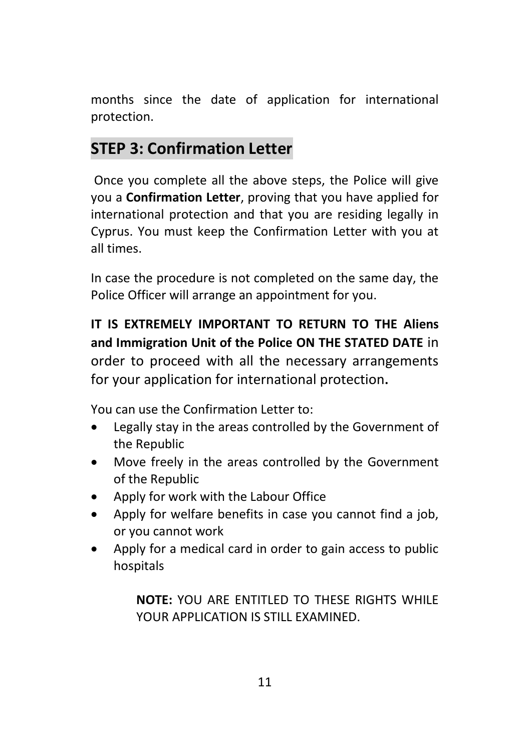months since the date of application for international protection.

## STEP 3: Confirmation Letter

Once you complete all the above steps, the Police will give you a **Confirmation Letter**, proving that you have applied for international protection and that you are residing legally in Cyprus. You must keep the Confirmation Letter with you at all times.

In case the procedure is not completed on the same day, the Police Officer will arrange an appointment for you.

**IT IS EXTREMELY IMPORTANT TO RETURN TO THE Aliens and Immigration Unit of the Police ON THE STATED DATE** in order to proceed with all the necessary arrangements for your application for international protection**.**

You can use the Confirmation Letter to:

- Legally stay in the areas controlled by the Government of the Republic
- Move freely in the areas controlled by the Government of the Republic
- Apply for work with the Labour Office
- Apply for welfare benefits in case you cannot find a job, or you cannot work
- Apply for a medical card in order to gain access to public hospitals

> **NOTE:** YOU ARE ENTITLED TO THESE RIGHTS WHILE YOUR APPLICATION IS STILL EXAMINED.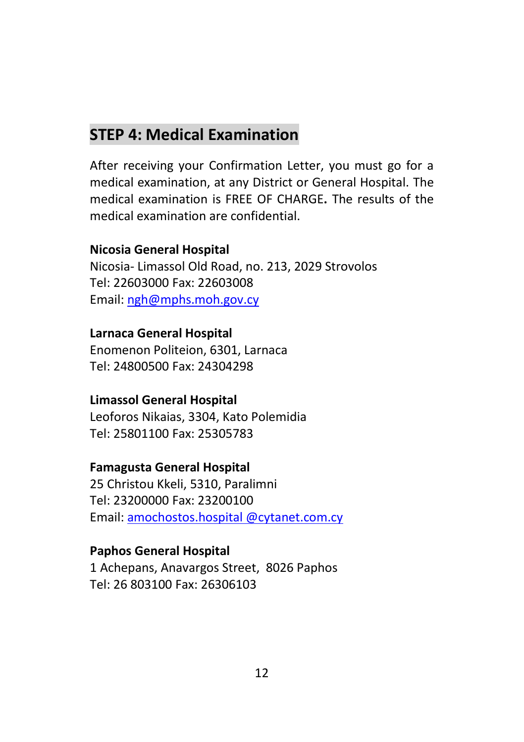## STEP 4: Medical Examination

After receiving your Confirmation Letter, you must go for a medical examination, at any District or General Hospital. The medical examination is FREE OF CHARGE**.** The results of the medical examination are confidential.

**Nicosia General Hospital**
Nicosia- Limassol Old Road, no. 213, 2029 Strovolos
Tel: 22603000 Fax: 22603008
Email: ngh@mphs.moh.gov.cy

**Larnaca General Hospital**
Enomenon Politeion, 6301, Larnaca
Tel: 24800500 Fax: 24304298

**Limassol General Hospital**
Leoforos Nikaias, 3304, Kato Polemidia
Tel: 25801100 Fax: 25305783

**Famagusta General Hospital**
25 Christou Kkeli, 5310, Paralimni
Tel: 23200000 Fax: 23200100
Email: amochostos.hospital @cytanet.com.cy

**Paphos General Hospital**
1 Achepans, Anavargos Street, 8026 Paphos
Tel: 26 803100 Fax: 26306103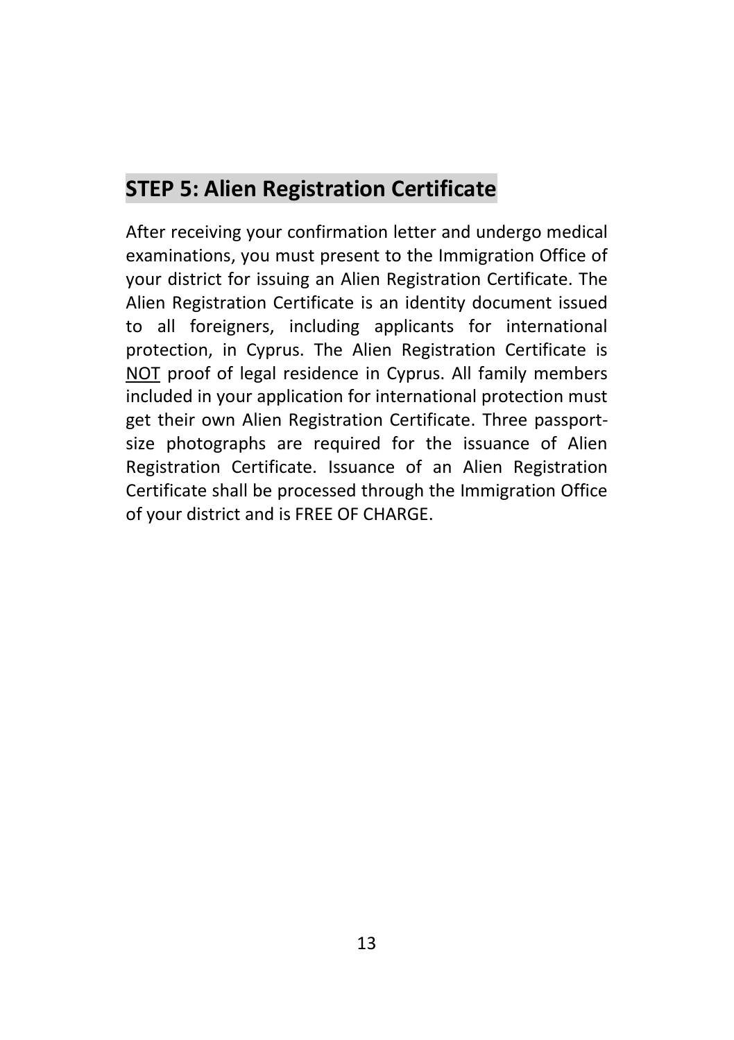## STEP 5: Alien Registration Certificate

After receiving your confirmation letter and undergo medical examinations, you must present to the Immigration Office of your district for issuing an Alien Registration Certificate. The Alien Registration Certificate is an identity document issued to all foreigners, including applicants for international protection, in Cyprus. The Alien Registration Certificate is <u>NOT</u> proof of legal residence in Cyprus. All family members included in your application for international protection must get their own Alien Registration Certificate. Three passport-size photographs are required for the issuance of Alien Registration Certificate. Issuance of an Alien Registration Certificate shall be processed through the Immigration Office of your district and is FREE OF CHARGE.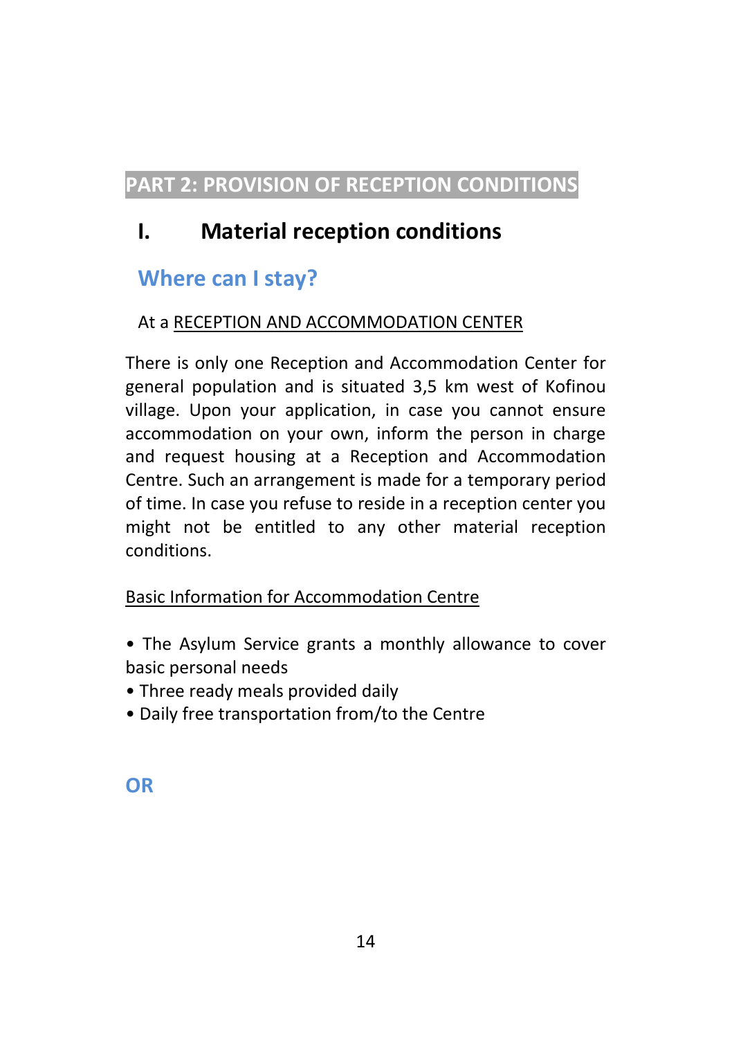# PART 2: PROVISION OF RECEPTION CONDITIONS

## I. Material reception conditions

### Where can I stay?

At a RECEPTION AND ACCOMMODATION CENTER

There is only one Reception and Accommodation Center for general population and is situated 3,5 km west of Kofinou village. Upon your application, in case you cannot ensure accommodation on your own, inform the person in charge and request housing at a Reception and Accommodation Centre. Such an arrangement is made for a temporary period of time. In case you refuse to reside in a reception center you might not be entitled to any other material reception conditions.

Basic Information for Accommodation Centre

- The Asylum Service grants a monthly allowance to cover basic personal needs
- Three ready meals provided daily
- Daily free transportation from/to the Centre

**OR**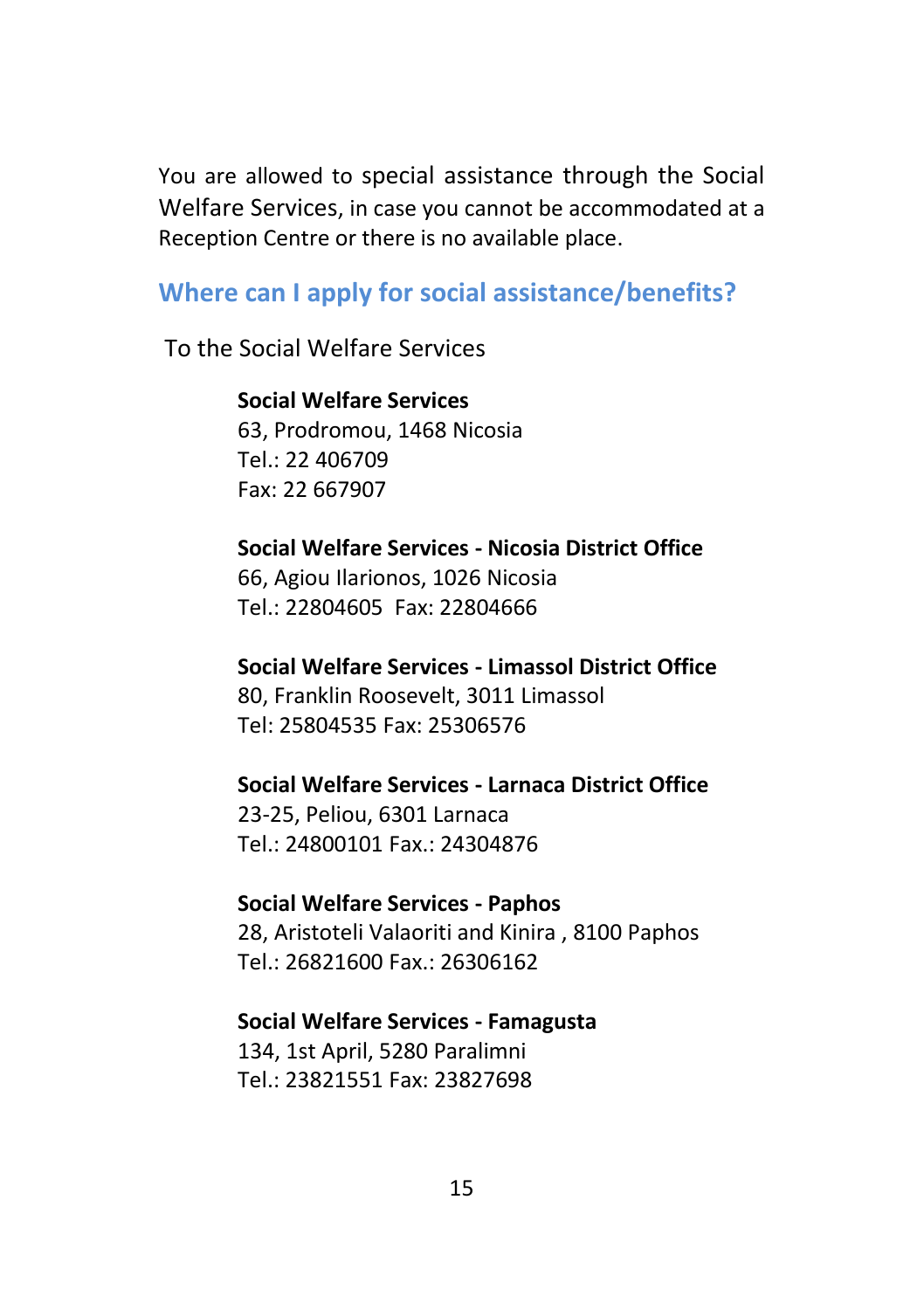You are allowed to special assistance through the Social Welfare Services, in case you cannot be accommodated at a Reception Centre or there is no available place.

## Where can I apply for social assistance/benefits?

To the Social Welfare Services

**Social Welfare Services**
63, Prodromou, 1468 Nicosia
Tel.: 22 406709
Fax: 22 667907

**Social Welfare Services - Nicosia District Office**
66, Agiou Ilarionos, 1026 Nicosia
Tel.: 22804605 Fax: 22804666

**Social Welfare Services - Limassol District Office**
80, Franklin Roosevelt, 3011 Limassol
Tel: 25804535 Fax: 25306576

**Social Welfare Services - Larnaca District Office**
23-25, Peliou, 6301 Larnaca
Tel.: 24800101 Fax.: 24304876

**Social Welfare Services - Paphos**
28, Aristoteli Valaoriti and Kinira , 8100 Paphos
Tel.: 26821600 Fax.: 26306162

**Social Welfare Services - Famagusta**
134, 1st April, 5280 Paralimni
Tel.: 23821551 Fax: 23827698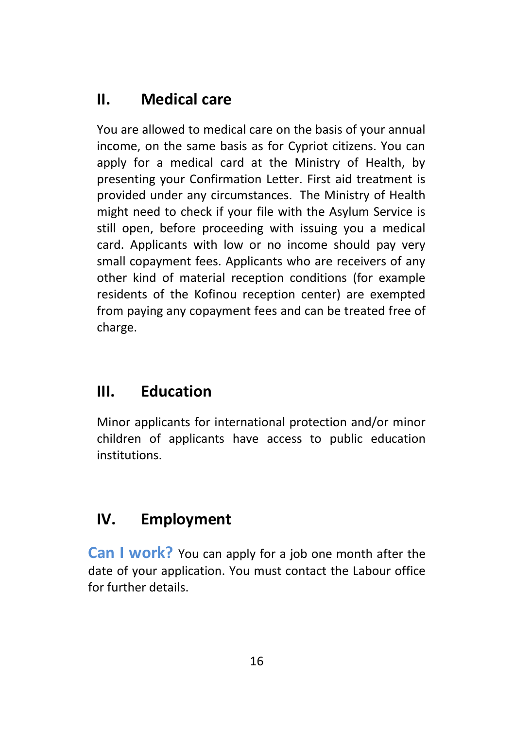## II. Medical care

You are allowed to medical care on the basis of your annual income, on the same basis as for Cypriot citizens. You can apply for a medical card at the Ministry of Health, by presenting your Confirmation Letter. First aid treatment is provided under any circumstances. The Ministry of Health might need to check if your file with the Asylum Service is still open, before proceeding with issuing you a medical card. Applicants with low or no income should pay very small copayment fees. Applicants who are receivers of any other kind of material reception conditions (for example residents of the Kofinou reception center) are exempted from paying any copayment fees and can be treated free of charge.

## III. Education

Minor applicants for international protection and/or minor children of applicants have access to public education institutions.

## IV. Employment

**Can I work?** You can apply for a job one month after the date of your application. You must contact the Labour office for further details.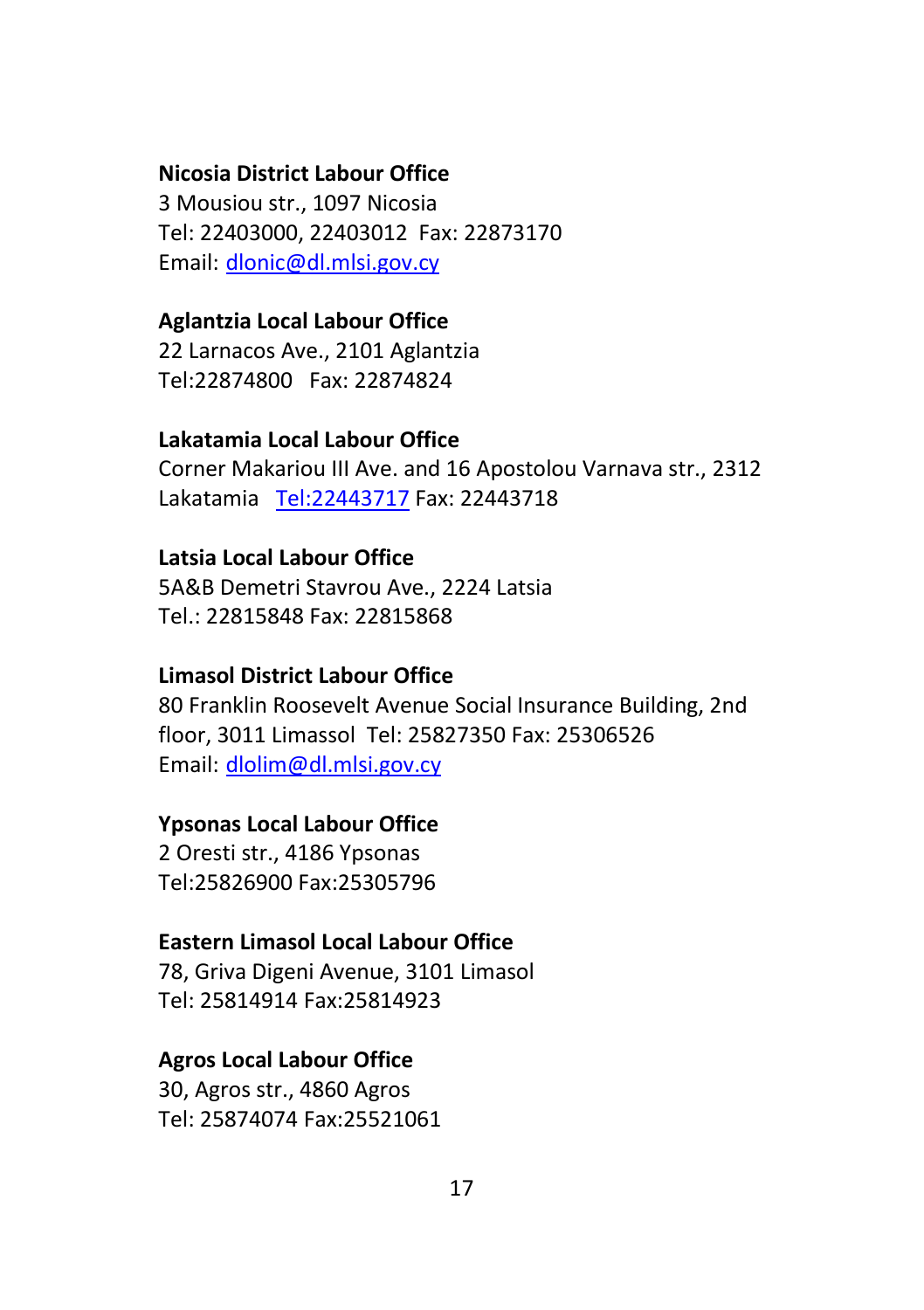**Nicosia District Labour Office**
3 Mousiou str., 1097 Nicosia
Tel: 22403000, 22403012  Fax: 22873170
Email: dlonic@dl.mlsi.gov.cy

**Aglantzia Local Labour Office**
22 Larnacos Ave., 2101 Aglantzia
Tel:22874800   Fax: 22874824

**Lakatamia Local Labour Office**
Corner Makariou III Ave. and 16 Apostolou Varnava str., 2312 Lakatamia   Tel:22443717 Fax: 22443718

**Latsia Local Labour Office**
5A&B Demetri Stavrou Ave., 2224 Latsia
Tel.: 22815848 Fax: 22815868

**Limasol District Labour Office**
80 Franklin Roosevelt Avenue Social Insurance Building, 2nd floor, 3011 Limassol  Tel: 25827350 Fax: 25306526
Email: dlolim@dl.mlsi.gov.cy

**Ypsonas Local Labour Office**
2 Oresti str., 4186 Ypsonas
Tel:25826900 Fax:25305796

**Eastern Limasol Local Labour Office**
78, Griva Digeni Avenue, 3101 Limasol
Tel: 25814914 Fax:25814923

**Agros Local Labour Office**
30, Agros str., 4860 Agros
Tel: 25874074 Fax:25521061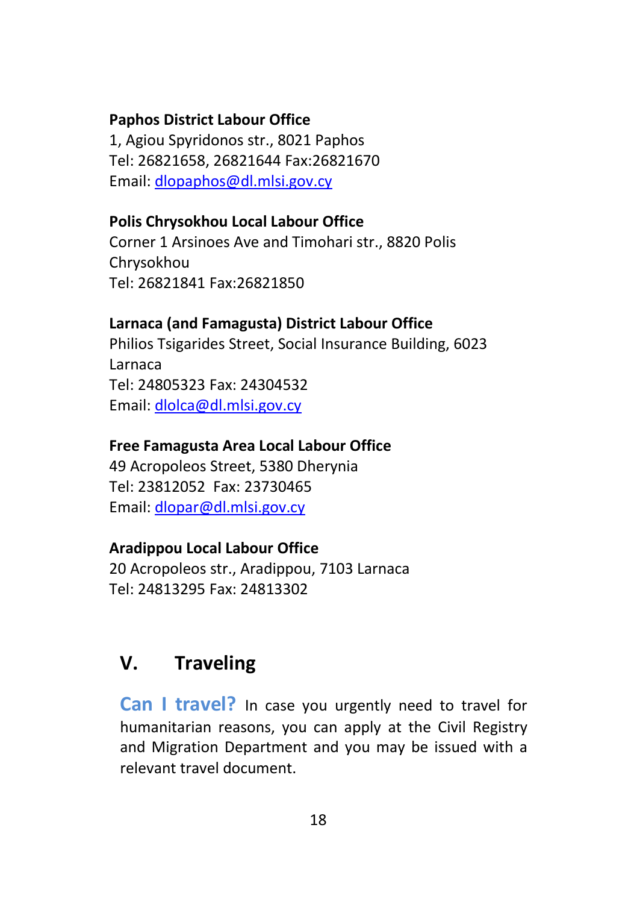**Paphos District Labour Office**
1, Agiou Spyridonos str., 8021 Paphos
Tel: 26821658, 26821644 Fax:26821670
Email: dlopaphos@dl.mlsi.gov.cy

**Polis Chrysokhou Local Labour Office**
Corner 1 Arsinoes Ave and Timohari str., 8820 Polis Chrysokhou
Tel: 26821841 Fax:26821850

**Larnaca (and Famagusta) District Labour Office**
Philios Tsigarides Street, Social Insurance Building, 6023 Larnaca
Tel: 24805323 Fax: 24304532
Email: dlolca@dl.mlsi.gov.cy

**Free Famagusta Area Local Labour Office**
49 Acropoleos Street, 5380 Dherynia
Tel: 23812052 Fax: 23730465
Email: dlopar@dl.mlsi.gov.cy

**Aradippou Local Labour Office**
20 Acropoleos str., Aradippou, 7103 Larnaca
Tel: 24813295 Fax: 24813302

## V. Traveling

**Can I travel?** In case you urgently need to travel for humanitarian reasons, you can apply at the Civil Registry and Migration Department and you may be issued with a relevant travel document.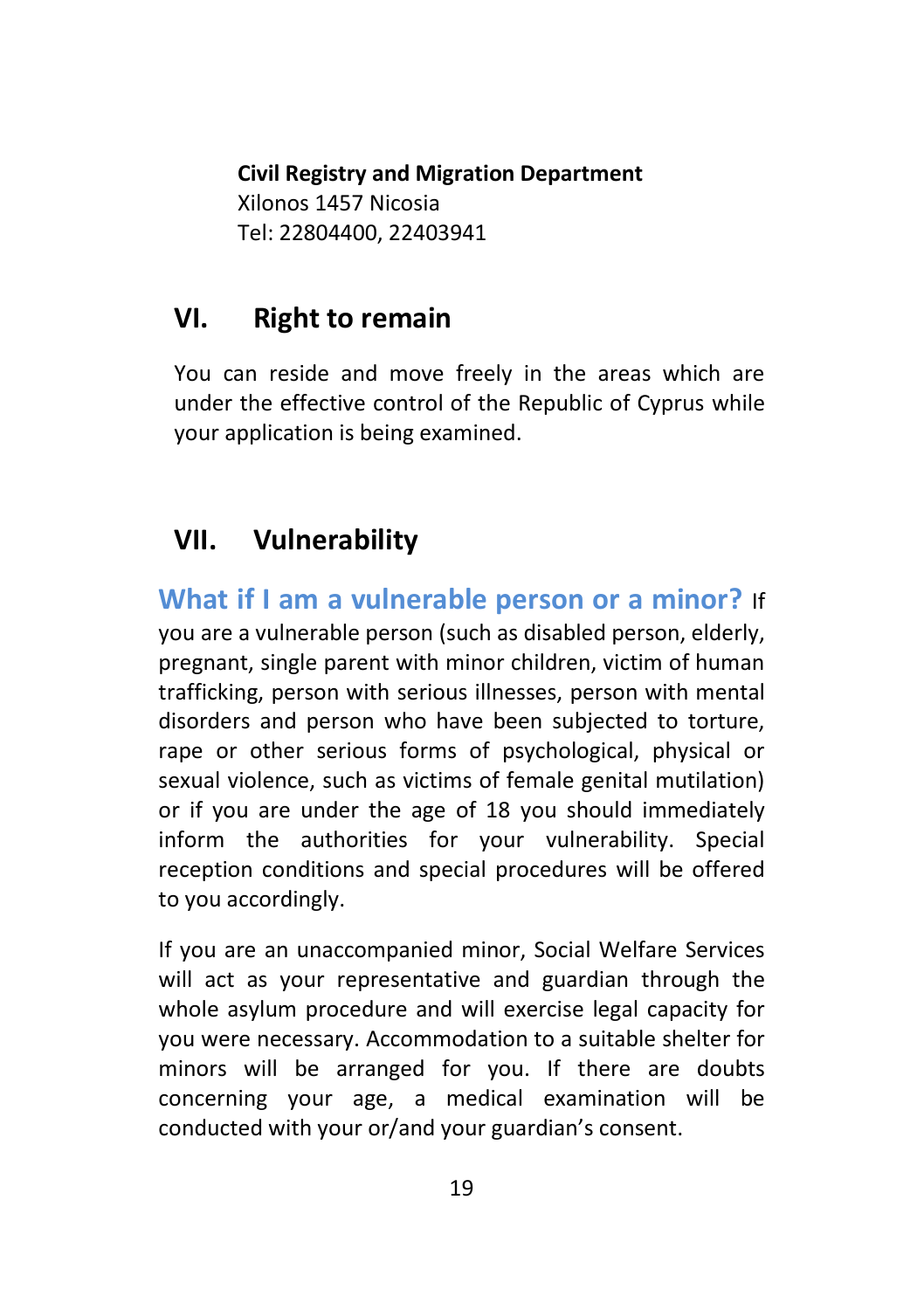**Civil Registry and Migration Department**
Xilonos 1457 Nicosia
Tel: 22804400, 22403941

## VI. Right to remain

You can reside and move freely in the areas which are under the effective control of the Republic of Cyprus while your application is being examined.

## VII. Vulnerability

### What if I am a vulnerable person or a minor?

If you are a vulnerable person (such as disabled person, elderly, pregnant, single parent with minor children, victim of human trafficking, person with serious illnesses, person with mental disorders and person who have been subjected to torture, rape or other serious forms of psychological, physical or sexual violence, such as victims of female genital mutilation) or if you are under the age of 18 you should immediately inform the authorities for your vulnerability. Special reception conditions and special procedures will be offered to you accordingly.

If you are an unaccompanied minor, Social Welfare Services will act as your representative and guardian through the whole asylum procedure and will exercise legal capacity for you were necessary. Accommodation to a suitable shelter for minors will be arranged for you. If there are doubts concerning your age, a medical examination will be conducted with your or/and your guardian's consent.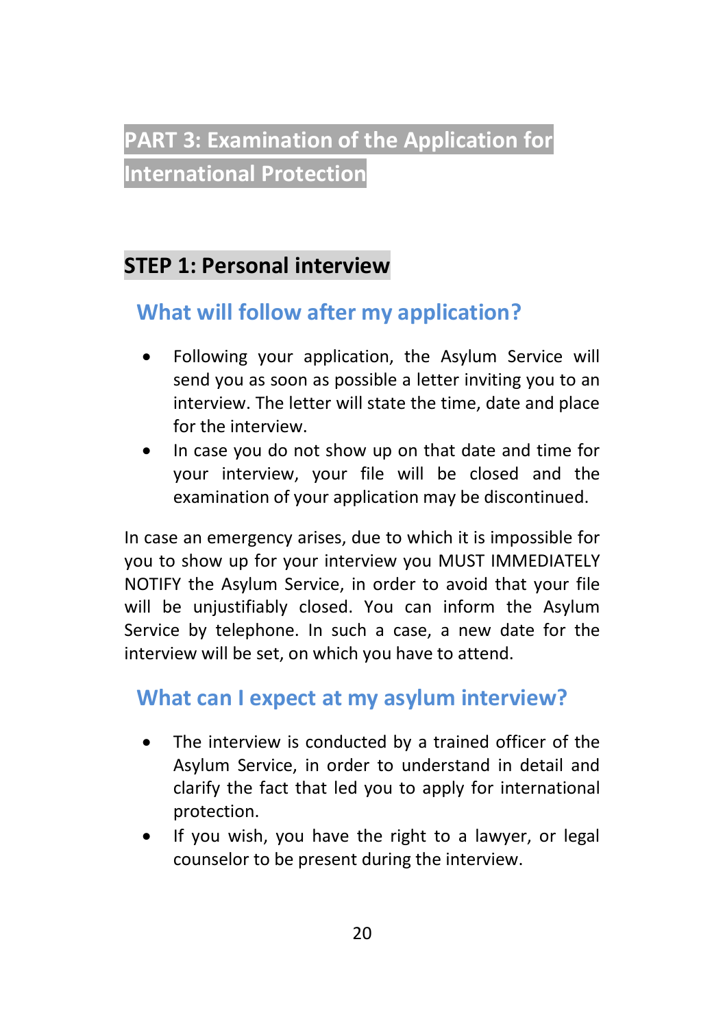# PART 3: Examination of the Application for International Protection

## STEP 1: Personal interview

### What will follow after my application?

- Following your application, the Asylum Service will send you as soon as possible a letter inviting you to an interview. The letter will state the time, date and place for the interview.
- In case you do not show up on that date and time for your interview, your file will be closed and the examination of your application may be discontinued.

In case an emergency arises, due to which it is impossible for you to show up for your interview you MUST IMMEDIATELY NOTIFY the Asylum Service, in order to avoid that your file will be unjustifiably closed. You can inform the Asylum Service by telephone. In such a case, a new date for the interview will be set, on which you have to attend.

### What can I expect at my asylum interview?

- The interview is conducted by a trained officer of the Asylum Service, in order to understand in detail and clarify the fact that led you to apply for international protection.
- If you wish, you have the right to a lawyer, or legal counselor to be present during the interview.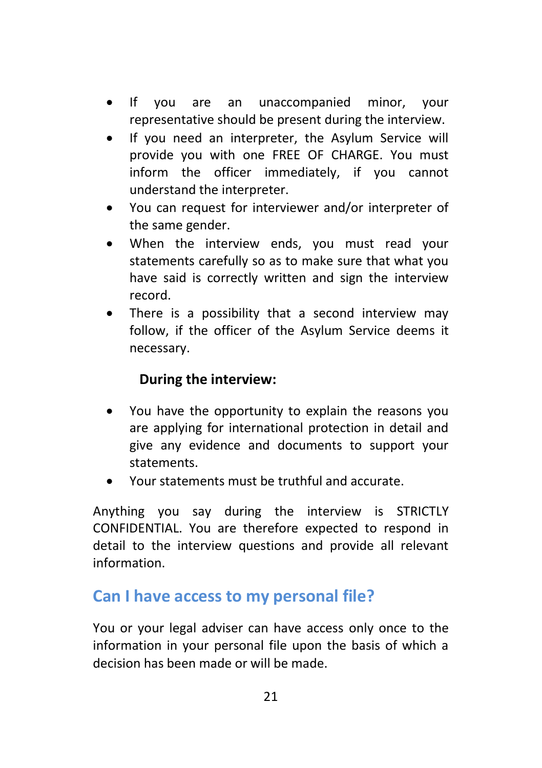- If you are an unaccompanied minor, your representative should be present during the interview.
- If you need an interpreter, the Asylum Service will provide you with one FREE OF CHARGE. You must inform the officer immediately, if you cannot understand the interpreter.
- You can request for interviewer and/or interpreter of the same gender.
- When the interview ends, you must read your statements carefully so as to make sure that what you have said is correctly written and sign the interview record.
- There is a possibility that a second interview may follow, if the officer of the Asylum Service deems it necessary.

**During the interview:**

- You have the opportunity to explain the reasons you are applying for international protection in detail and give any evidence and documents to support your statements.
- Your statements must be truthful and accurate.

Anything you say during the interview is STRICTLY CONFIDENTIAL. You are therefore expected to respond in detail to the interview questions and provide all relevant information.

## Can I have access to my personal file?

You or your legal adviser can have access only once to the information in your personal file upon the basis of which a decision has been made or will be made.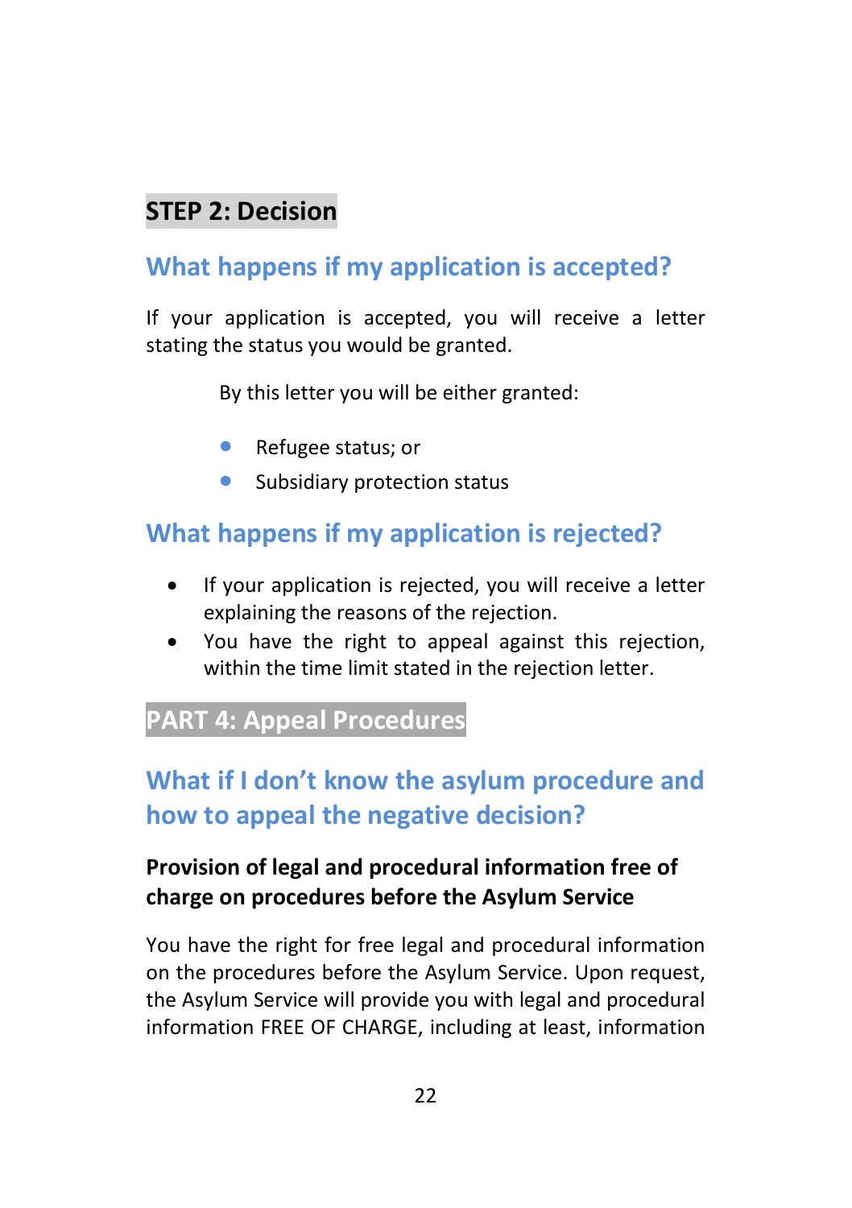## STEP 2: Decision

### What happens if my application is accepted?

If your application is accepted, you will receive a letter stating the status you would be granted.

By this letter you will be either granted:

- Refugee status; or
- Subsidiary protection status

### What happens if my application is rejected?

- If your application is rejected, you will receive a letter explaining the reasons of the rejection.
- You have the right to appeal against this rejection, within the time limit stated in the rejection letter.

## PART 4: Appeal Procedures

### What if I don't know the asylum procedure and how to appeal the negative decision?

**Provision of legal and procedural information free of charge on procedures before the Asylum Service**

You have the right for free legal and procedural information on the procedures before the Asylum Service. Upon request, the Asylum Service will provide you with legal and procedural information FREE OF CHARGE, including at least, information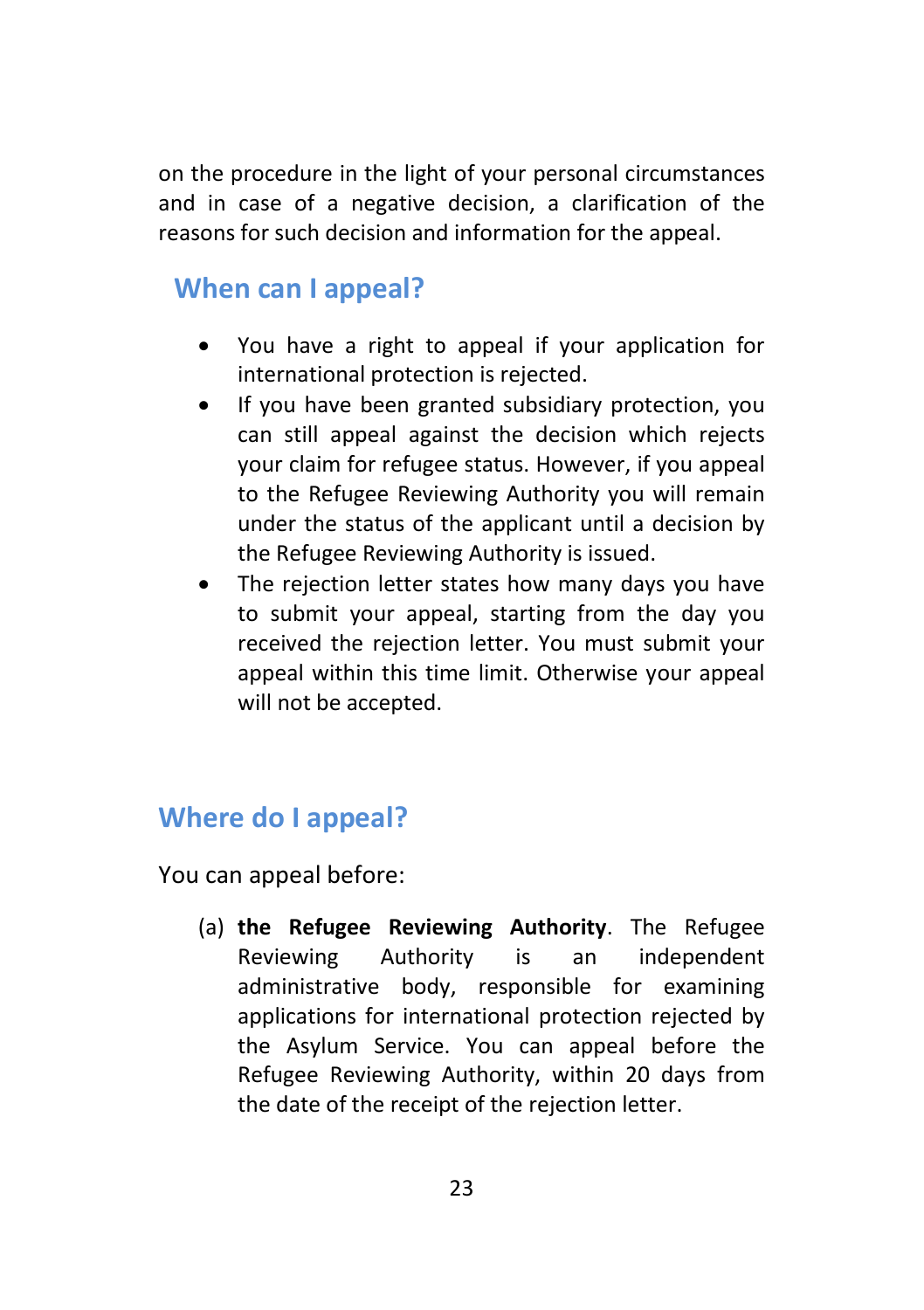on the procedure in the light of your personal circumstances and in case of a negative decision, a clarification of the reasons for such decision and information for the appeal.

## When can I appeal?

- You have a right to appeal if your application for international protection is rejected.
- If you have been granted subsidiary protection, you can still appeal against the decision which rejects your claim for refugee status. However, if you appeal to the Refugee Reviewing Authority you will remain under the status of the applicant until a decision by the Refugee Reviewing Authority is issued.
- The rejection letter states how many days you have to submit your appeal, starting from the day you received the rejection letter. You must submit your appeal within this time limit. Otherwise your appeal will not be accepted.

## Where do I appeal?

You can appeal before:

(a) **the Refugee Reviewing Authority**. The Refugee Reviewing Authority is an independent administrative body, responsible for examining applications for international protection rejected by the Asylum Service. You can appeal before the Refugee Reviewing Authority, within 20 days from the date of the receipt of the rejection letter.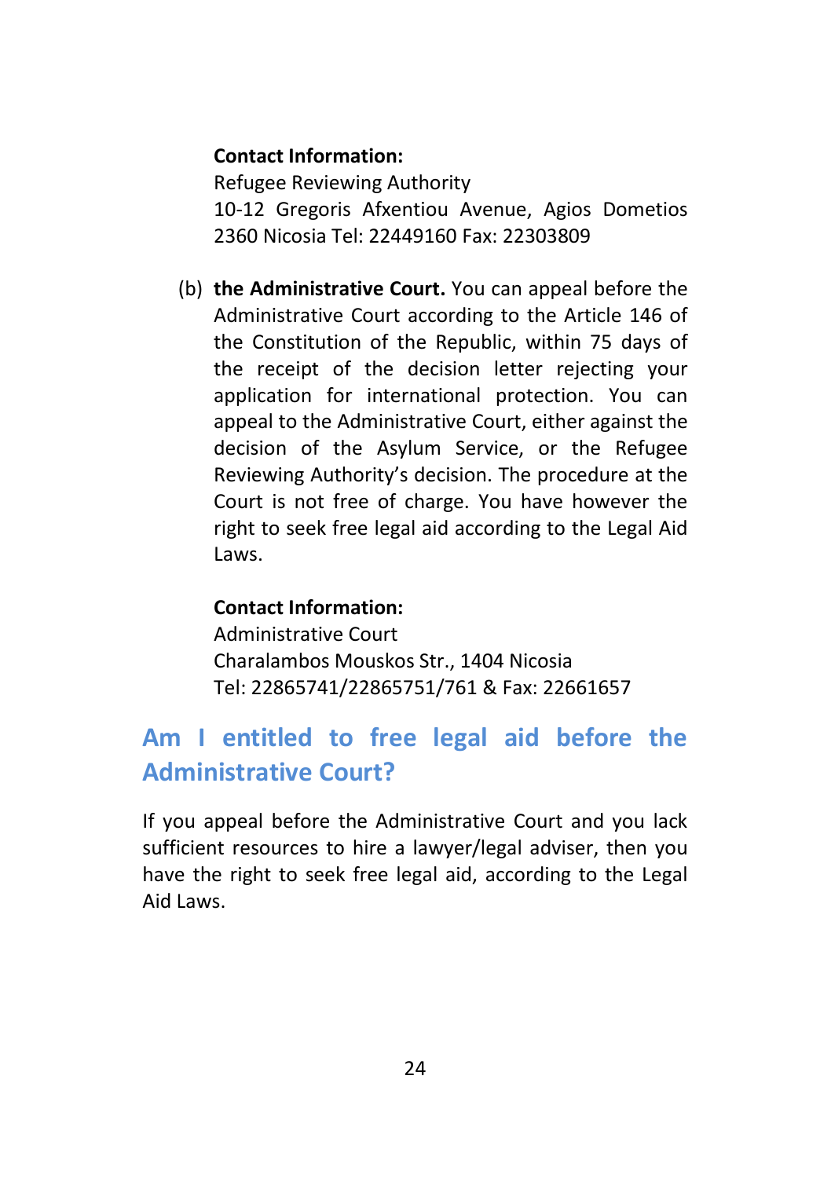**Contact Information:**
Refugee Reviewing Authority
10-12 Gregoris Afxentiou Avenue, Agios Dometios 2360 Nicosia Tel: 22449160 Fax: 22303809

(b) **the Administrative Court.** You can appeal before the Administrative Court according to the Article 146 of the Constitution of the Republic, within 75 days of the receipt of the decision letter rejecting your application for international protection. You can appeal to the Administrative Court, either against the decision of the Asylum Service, or the Refugee Reviewing Authority's decision. The procedure at the Court is not free of charge. You have however the right to seek free legal aid according to the Legal Aid Laws.

**Contact Information:**
Administrative Court
Charalambos Mouskos Str., 1404 Nicosia
Tel: 22865741/22865751/761 & Fax: 22661657

## Am I entitled to free legal aid before the Administrative Court?

If you appeal before the Administrative Court and you lack sufficient resources to hire a lawyer/legal adviser, then you have the right to seek free legal aid, according to the Legal Aid Laws.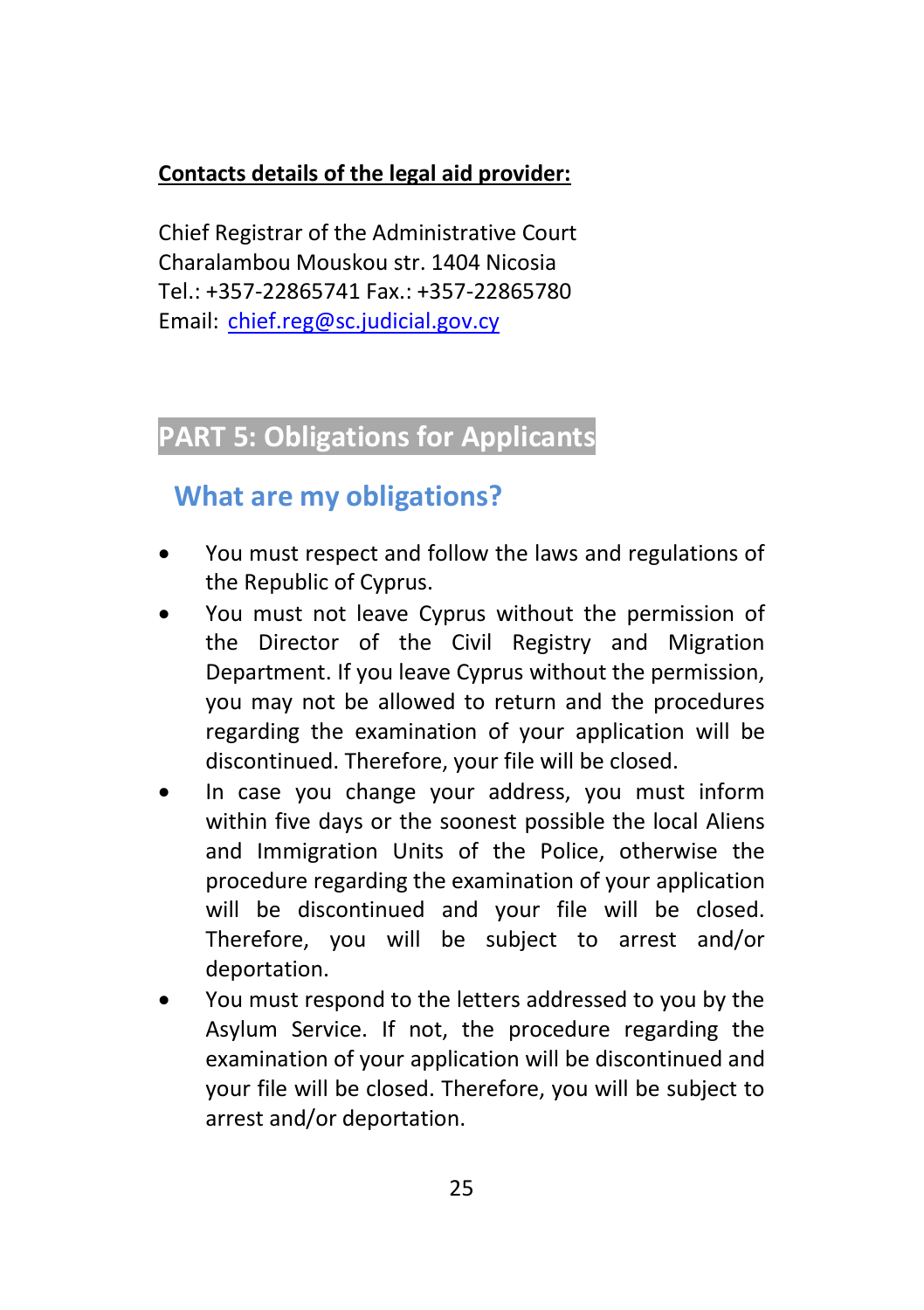**Contacts details of the legal aid provider:**

Chief Registrar of the Administrative Court
Charalambou Mouskou str. 1404 Nicosia
Tel.: +357-22865741 Fax.: +357-22865780
Email: chief.reg@sc.judicial.gov.cy

# PART 5: Obligations for Applicants

## What are my obligations?

- You must respect and follow the laws and regulations of the Republic of Cyprus.
- You must not leave Cyprus without the permission of the Director of the Civil Registry and Migration Department. If you leave Cyprus without the permission, you may not be allowed to return and the procedures regarding the examination of your application will be discontinued. Therefore, your file will be closed.
- In case you change your address, you must inform within five days or the soonest possible the local Aliens and Immigration Units of the Police, otherwise the procedure regarding the examination of your application will be discontinued and your file will be closed. Therefore, you will be subject to arrest and/or deportation.
- You must respond to the letters addressed to you by the Asylum Service. If not, the procedure regarding the examination of your application will be discontinued and your file will be closed. Therefore, you will be subject to arrest and/or deportation.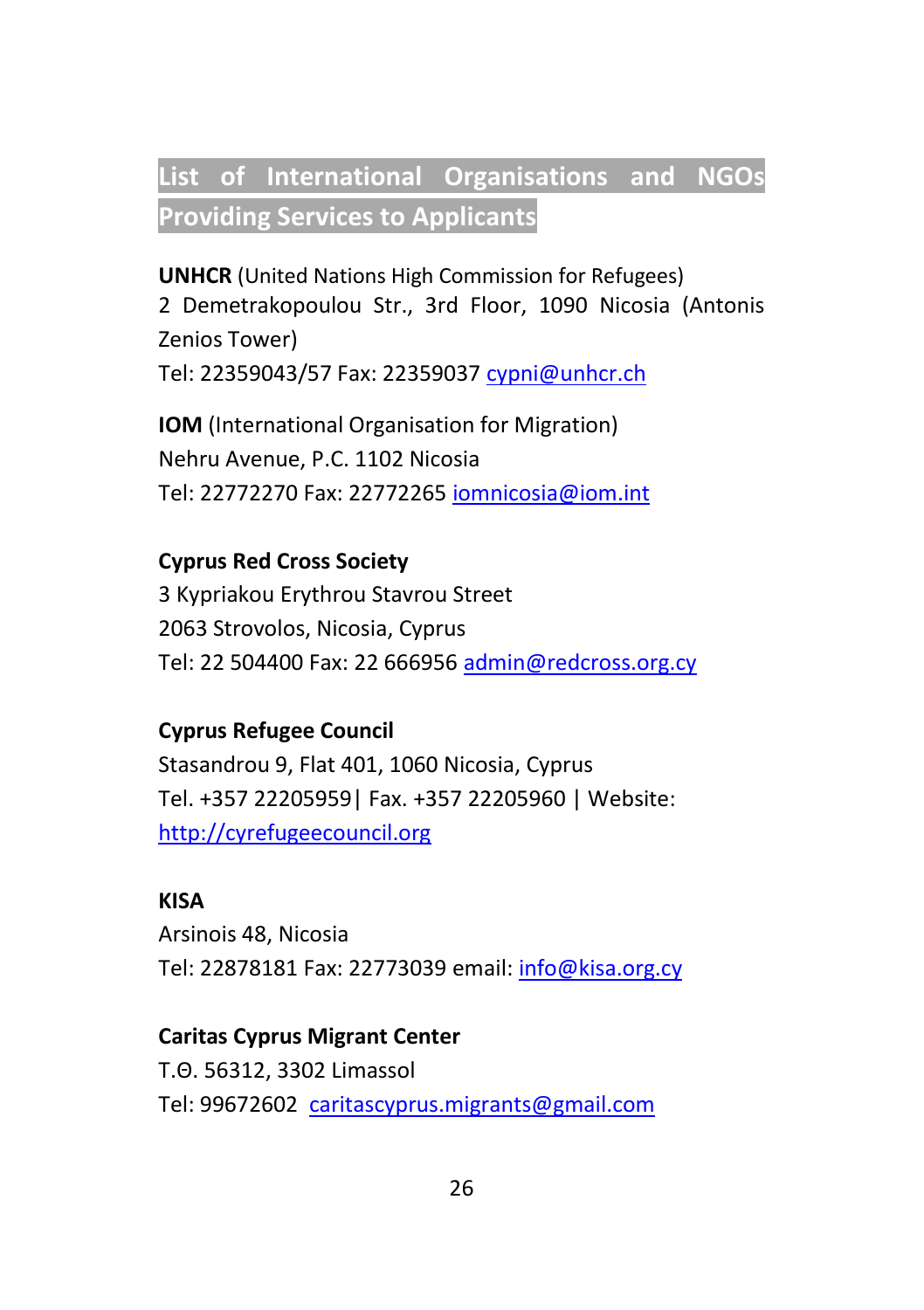## List of International Organisations and NGOs Providing Services to Applicants

**UNHCR** (United Nations High Commission for Refugees)
2 Demetrakopoulou Str., 3rd Floor, 1090 Nicosia (Antonis Zenios Tower)
Tel: 22359043/57 Fax: 22359037 cypni@unhcr.ch

**IOM** (International Organisation for Migration)
Nehru Avenue, P.C. 1102 Nicosia
Tel: 22772270 Fax: 22772265 iomnicosia@iom.int

**Cyprus Red Cross Society**
3 Kypriakou Erythrou Stavrou Street
2063 Strovolos, Nicosia, Cyprus
Tel: 22 504400 Fax: 22 666956 admin@redcross.org.cy

**Cyprus Refugee Council**
Stasandrou 9, Flat 401, 1060 Nicosia, Cyprus
Tel. +357 22205959| Fax. +357 22205960 | Website: http://cyrefugeecouncil.org

**KISA**
Arsinois 48, Nicosia
Tel: 22878181 Fax: 22773039 email: info@kisa.org.cy

**Caritas Cyprus Migrant Center**
Τ.Θ. 56312, 3302 Limassol
Tel: 99672602 caritascyprus.migrants@gmail.com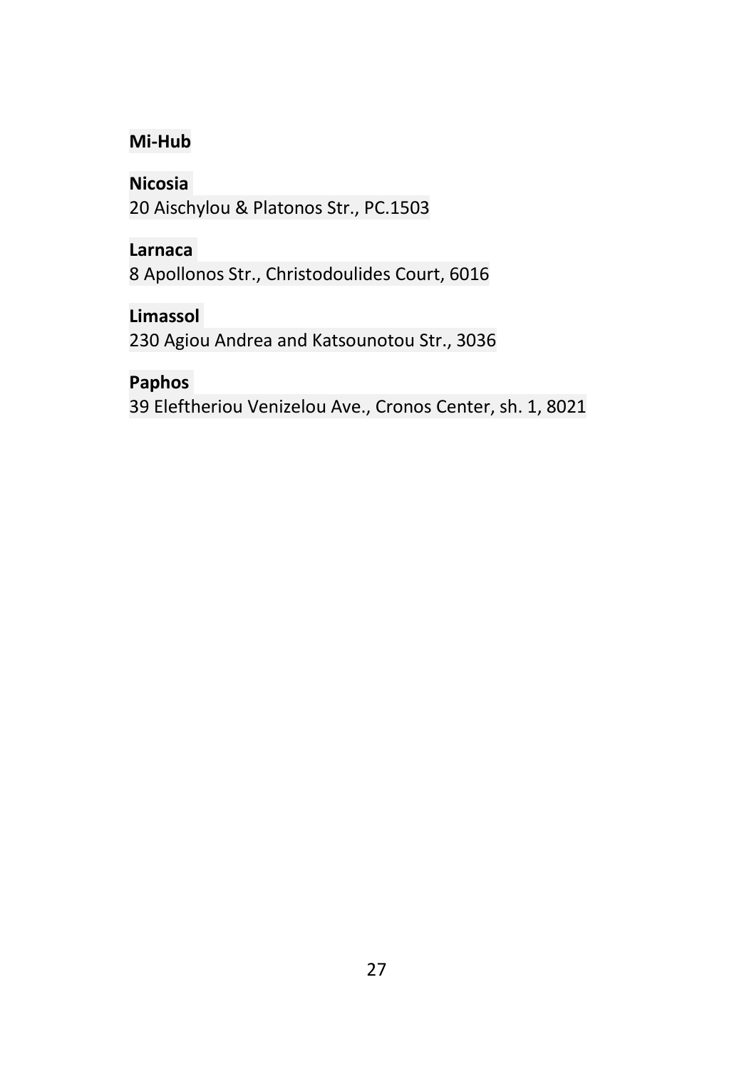**Mi-Hub**

**Nicosia**
20 Aischylou & Platonos Str., PC.1503

**Larnaca**
8 Apollonos Str., Christodoulides Court, 6016

**Limassol**
230 Agiou Andrea and Katsounotou Str., 3036

**Paphos**
39 Eleftheriou Venizelou Ave., Cronos Center, sh. 1, 8021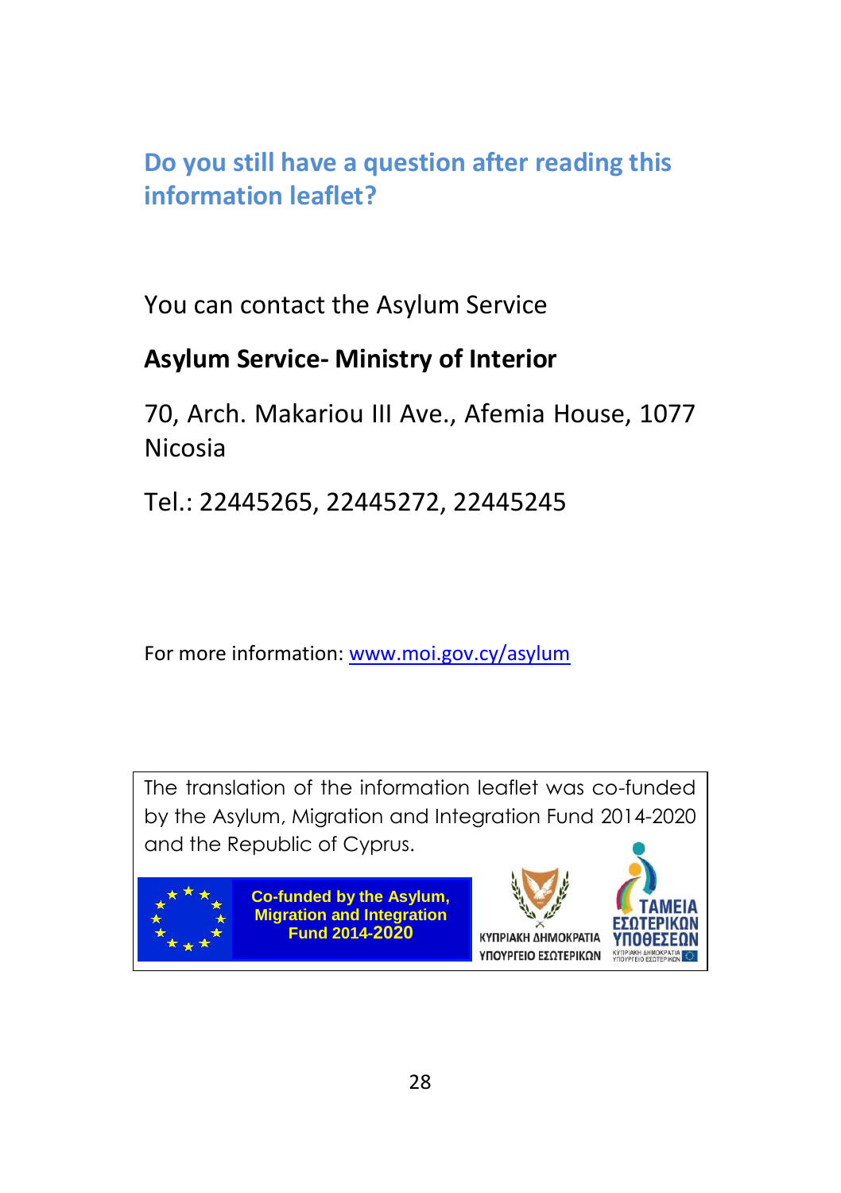## Do you still have a question after reading this information leaflet?

You can contact the Asylum Service

**Asylum Service- Ministry of Interior**

70, Arch. Makariou III Ave., Afemia House, 1077 Nicosia

Tel.: 22445265, 22445272, 22445245

For more information: [www.moi.gov.cy/asylum](http://www.moi.gov.cy/asylum)

The translation of the information leaflet was co-funded by the Asylum, Migration and Integration Fund 2014-2020 and the Republic of Cyprus.

Co-funded by the Asylum, Migration and Integration Fund 2014-2020

ΚΥΠΡΙΑΚΗ ΔΗΜΟΚΡΑΤΙΑ
ΥΠΟΥΡΓΕΙΟ ΕΣΩΤΕΡΙΚΩΝ

ΤΑΜΕΙΑ ΕΣΩΤΕΡΙΚΩΝ ΥΠΟΘΕΣΕΩΝ
ΚΥΠΡΙΑΚΗ ΔΗΜΟΚΡΑΤΙΑ
ΥΠΟΥΡΓΕΙΟ ΕΣΩΤΕΡΙΚΩΝ